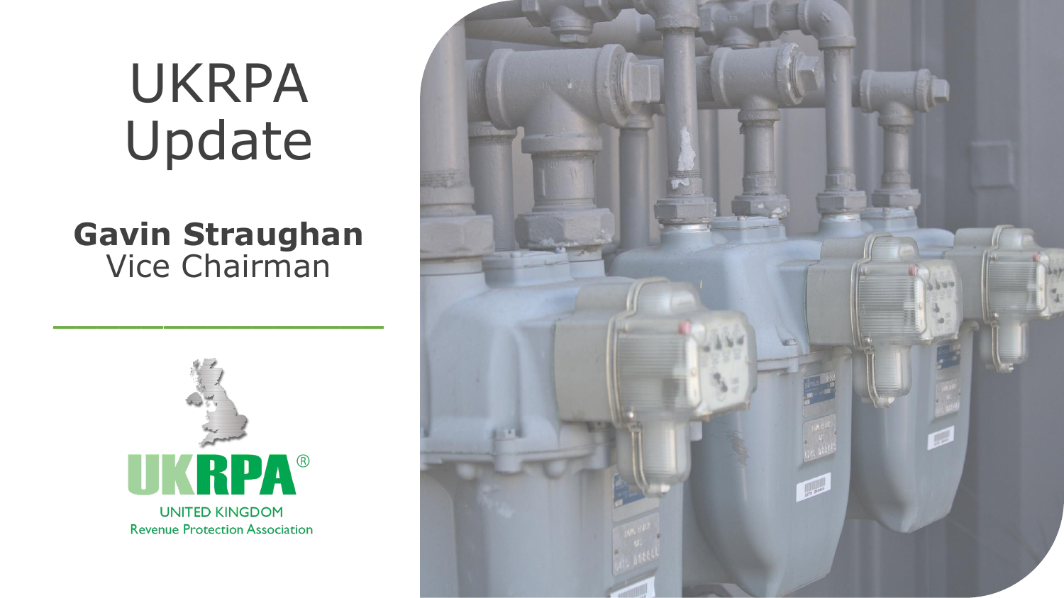# UKRPA Update

**Gavin Straughan**
Vice Chairman

UKRPA®
UNITED KINGDOM
Revenue Protection Association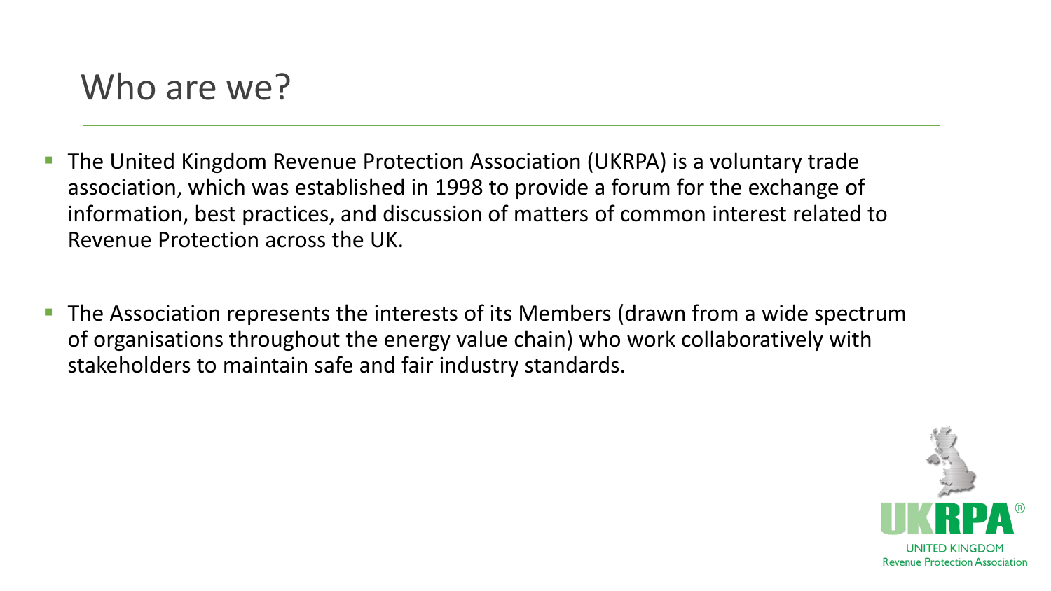# Who are we?

- The United Kingdom Revenue Protection Association (UKRPA) is a voluntary trade association, which was established in 1998 to provide a forum for the exchange of information, best practices, and discussion of matters of common interest related to Revenue Protection across the UK.

- The Association represents the interests of its Members (drawn from a wide spectrum of organisations throughout the energy value chain) who work collaboratively with stakeholders to maintain safe and fair industry standards.

UKRPA®
UNITED KINGDOM
Revenue Protection Association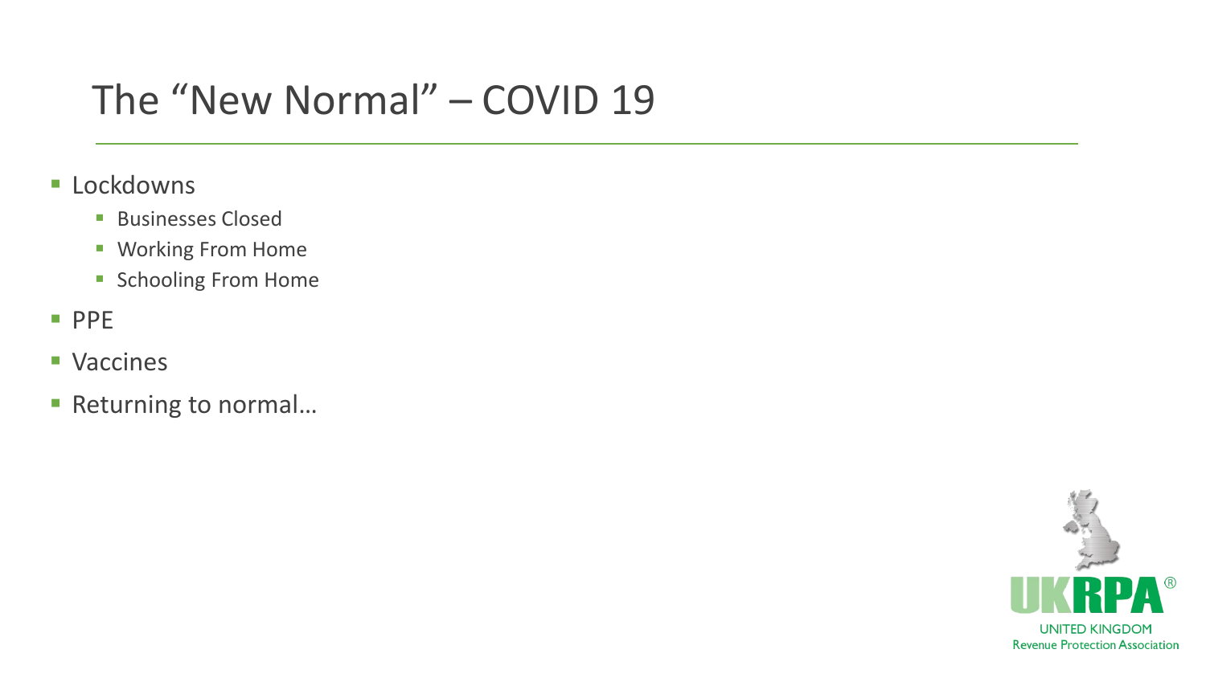# The "New Normal" – COVID 19

- Lockdowns
  - Businesses Closed
  - Working From Home
  - Schooling From Home
- PPE
- Vaccines
- Returning to normal…

UKRPA®

UNITED KINGDOM
Revenue Protection Association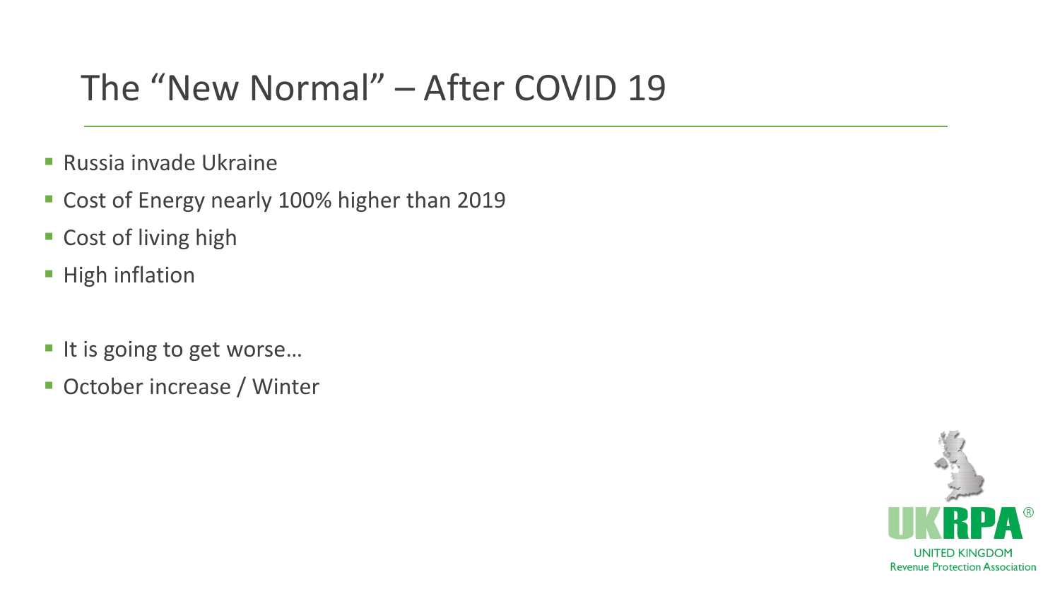# The "New Normal" – After COVID 19

- Russia invade Ukraine
- Cost of Energy nearly 100% higher than 2019
- Cost of living high
- High inflation

- It is going to get worse…
- October increase / Winter

UKRPA®
UNITED KINGDOM
Revenue Protection Association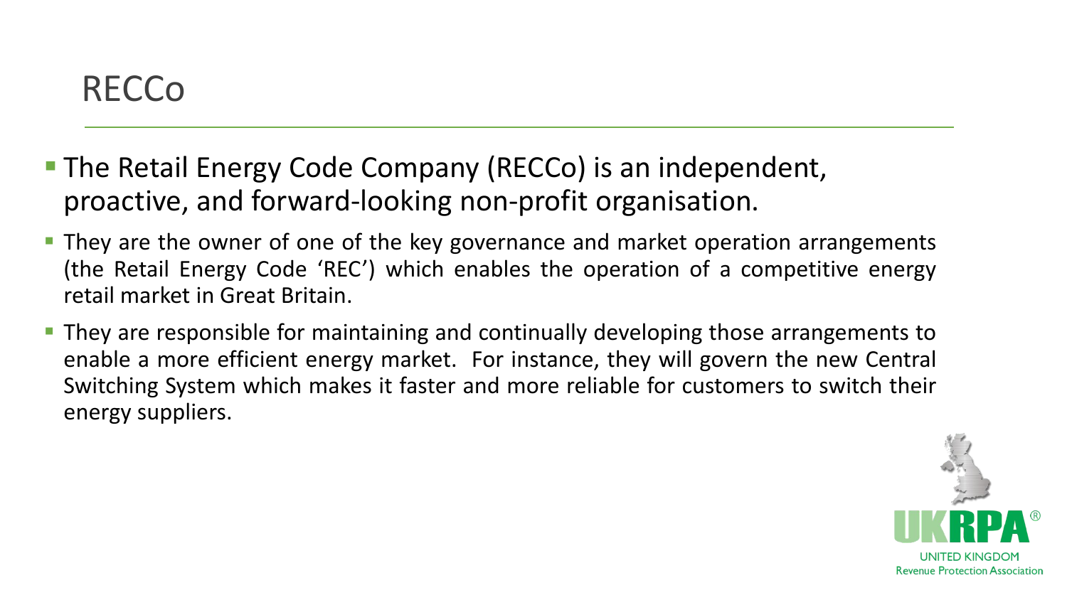# RECCo

- The Retail Energy Code Company (RECCo) is an independent, proactive, and forward-looking non-profit organisation.
- They are the owner of one of the key governance and market operation arrangements (the Retail Energy Code 'REC') which enables the operation of a competitive energy retail market in Great Britain.
- They are responsible for maintaining and continually developing those arrangements to enable a more efficient energy market. For instance, they will govern the new Central Switching System which makes it faster and more reliable for customers to switch their energy suppliers.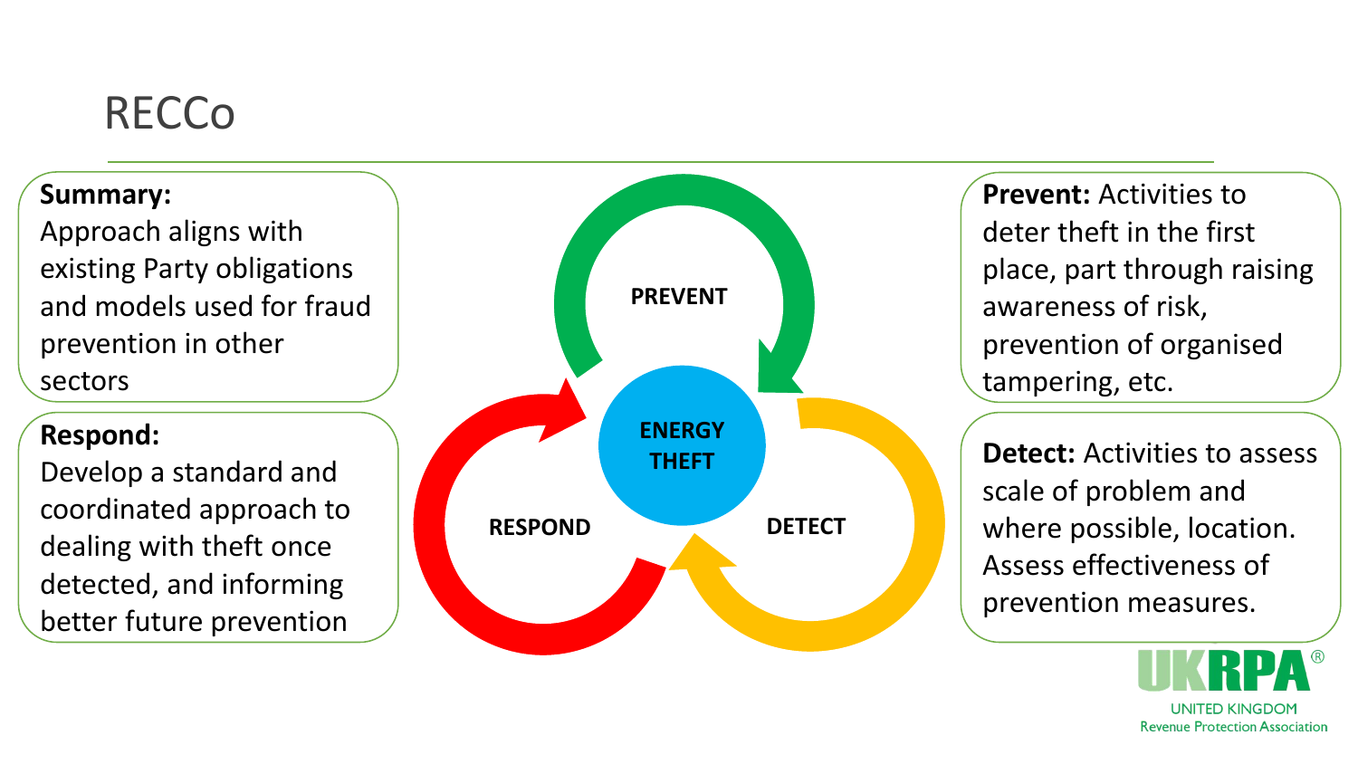# RECCo

**Summary:**
Approach aligns with existing Party obligations and models used for fraud prevention in other sectors

**Respond:**
Develop a standard and coordinated approach to dealing with theft once detected, and informing better future prevention

PREVENT

ENERGY THEFT

RESPOND

DETECT

**Prevent:** Activities to deter theft in the first place, part through raising awareness of risk, prevention of organised tampering, etc.

**Detect:** Activities to assess scale of problem and where possible, location. Assess effectiveness of prevention measures.

UKRPA®
UNITED KINGDOM
Revenue Protection Association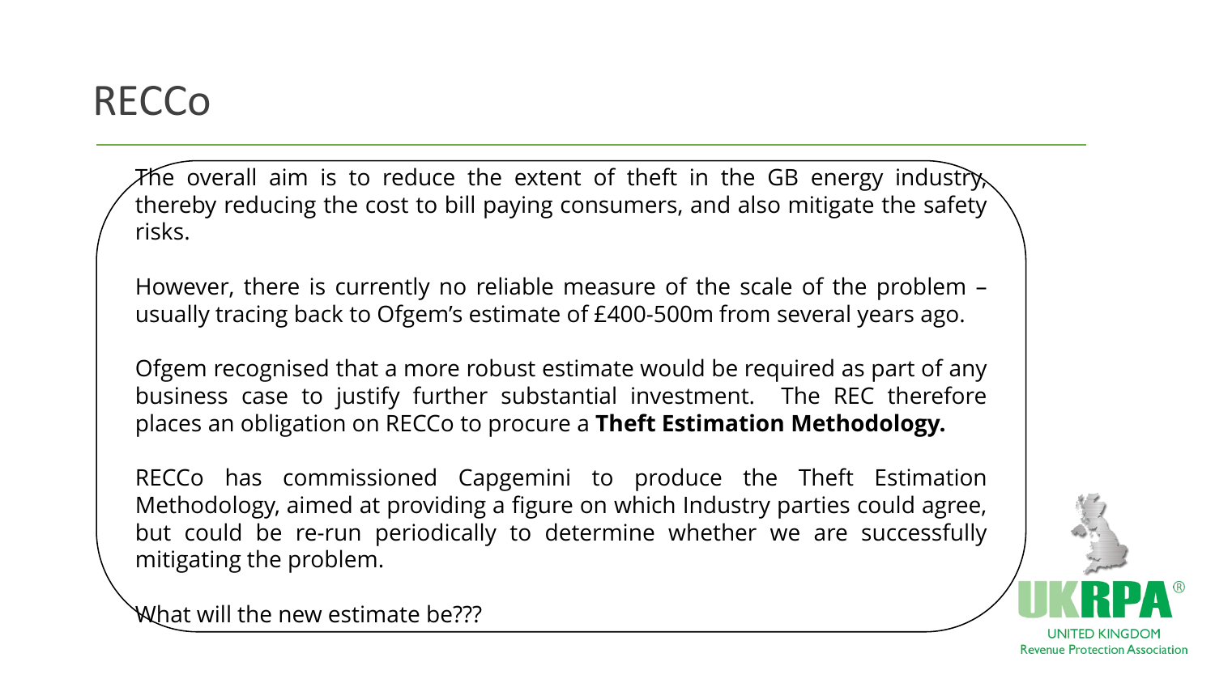# RECCo

The overall aim is to reduce the extent of theft in the GB energy industry, thereby reducing the cost to bill paying consumers, and also mitigate the safety risks.

However, there is currently no reliable measure of the scale of the problem – usually tracing back to Ofgem's estimate of £400-500m from several years ago.

Ofgem recognised that a more robust estimate would be required as part of any business case to justify further substantial investment. The REC therefore places an obligation on RECCo to procure a **Theft Estimation Methodology.**

RECCo has commissioned Capgemini to produce the Theft Estimation Methodology, aimed at providing a figure on which Industry parties could agree, but could be re-run periodically to determine whether we are successfully mitigating the problem.

What will the new estimate be???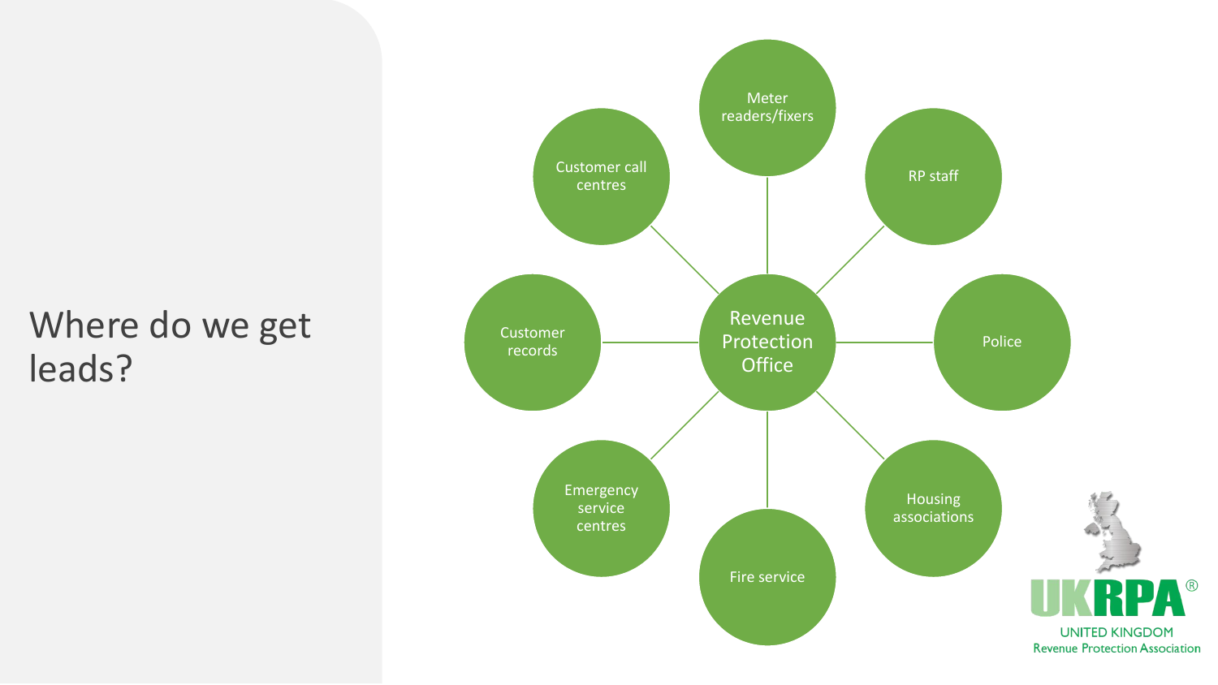# Where do we get leads?

- Revenue Protection Office
  - Meter readers/fixers
  - RP staff
  - Police
  - Housing associations
  - Fire service
  - Emergency service centres
  - Customer records
  - Customer call centres

UKRPA®
UNITED KINGDOM
Revenue Protection Association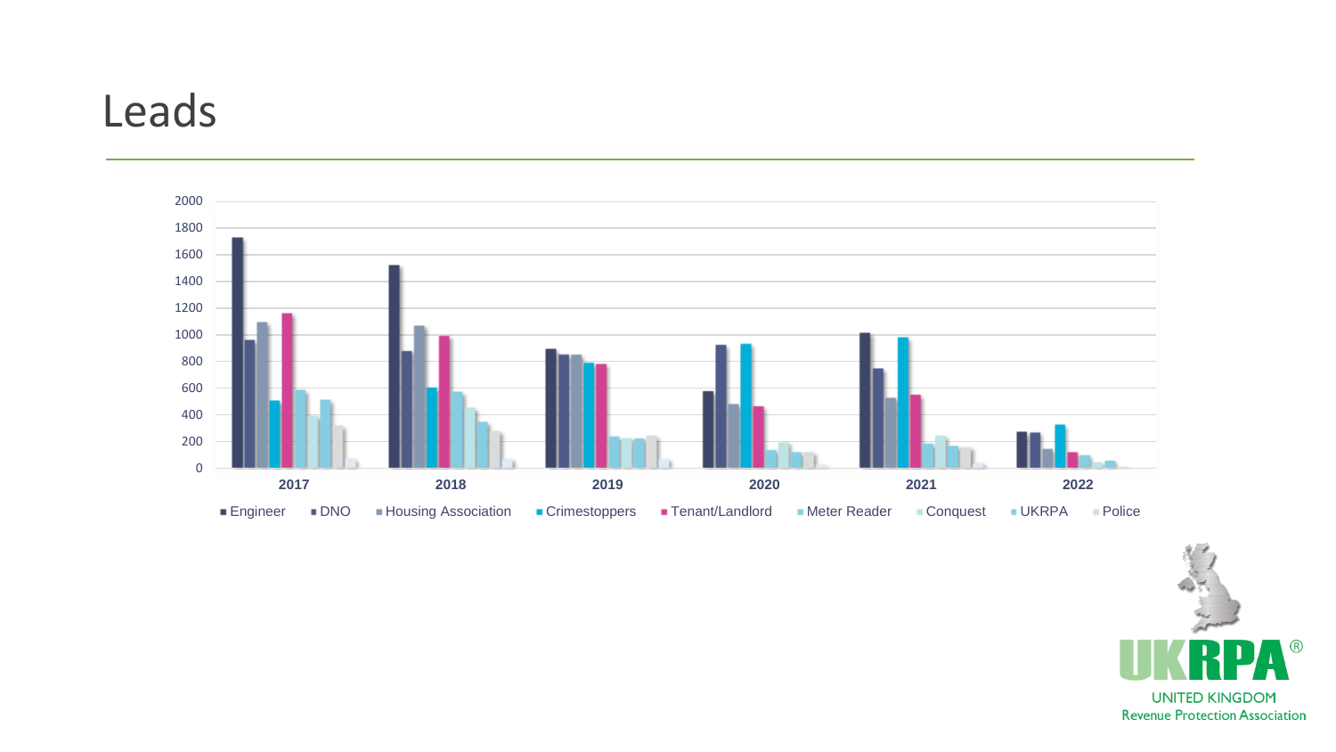# Leads

2000
1800
1600
1400
1200
1000
800
600
400
200
0

2017 2018 2019 2020 2021 2022

Engineer DNO Housing Association Crimestoppers Tenant/Landlord Meter Reader Conquest UKRPA Police

UKRPA®
UNITED KINGDOM
Revenue Protection Association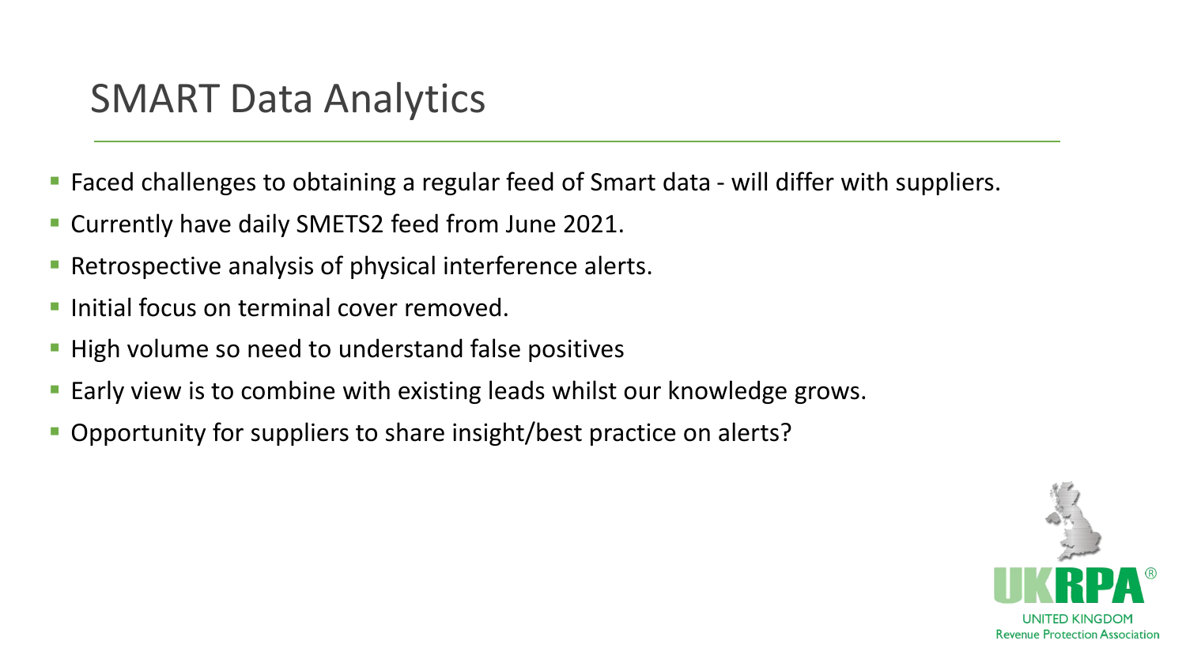# SMART Data Analytics

- Faced challenges to obtaining a regular feed of Smart data - will differ with suppliers.
- Currently have daily SMETS2 feed from June 2021.
- Retrospective analysis of physical interference alerts.
- Initial focus on terminal cover removed.
- High volume so need to understand false positives
- Early view is to combine with existing leads whilst our knowledge grows.
- Opportunity for suppliers to share insight/best practice on alerts?

UKRPA®
UNITED KINGDOM
Revenue Protection Association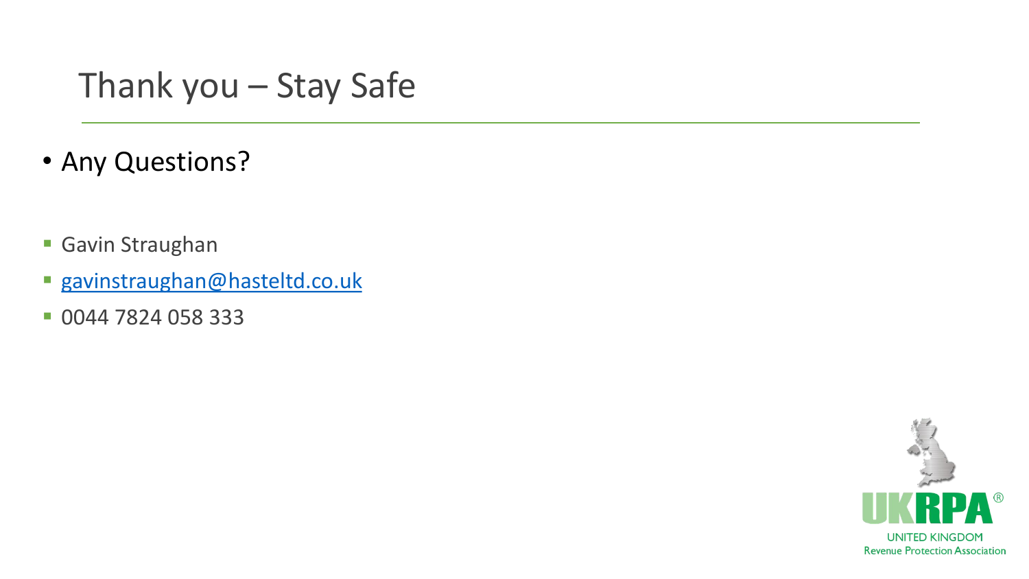# Thank you – Stay Safe

- Any Questions?

- Gavin Straughan
- gavinstraughan@hasteltd.co.uk
- 0044 7824 058 333

UKRPA®
UNITED KINGDOM
Revenue Protection Association